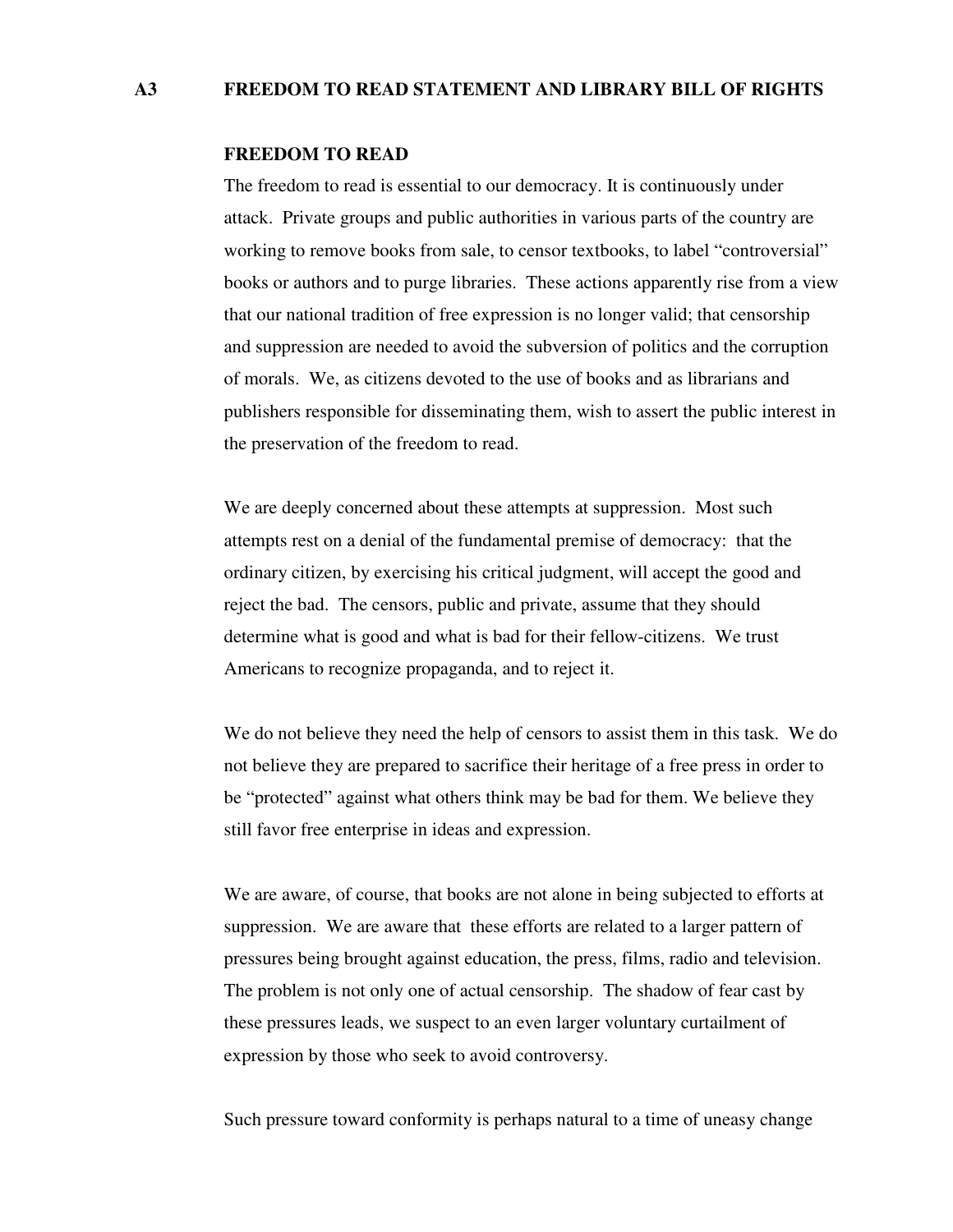# A3 FREEDOM TO READ STATEMENT AND LIBRARY BILL OF RIGHTS

## FREEDOM TO READ

The freedom to read is essential to our democracy. It is continuously under attack. Private groups and public authorities in various parts of the country are working to remove books from sale, to censor textbooks, to label "controversial" books or authors and to purge libraries. These actions apparently rise from a view that our national tradition of free expression is no longer valid; that censorship and suppression are needed to avoid the subversion of politics and the corruption of morals. We, as citizens devoted to the use of books and as librarians and publishers responsible for disseminating them, wish to assert the public interest in the preservation of the freedom to read.

We are deeply concerned about these attempts at suppression. Most such attempts rest on a denial of the fundamental premise of democracy: that the ordinary citizen, by exercising his critical judgment, will accept the good and reject the bad. The censors, public and private, assume that they should determine what is good and what is bad for their fellow-citizens. We trust Americans to recognize propaganda, and to reject it.

We do not believe they need the help of censors to assist them in this task. We do not believe they are prepared to sacrifice their heritage of a free press in order to be "protected" against what others think may be bad for them. We believe they still favor free enterprise in ideas and expression.

We are aware, of course, that books are not alone in being subjected to efforts at suppression. We are aware that these efforts are related to a larger pattern of pressures being brought against education, the press, films, radio and television. The problem is not only one of actual censorship. The shadow of fear cast by these pressures leads, we suspect to an even larger voluntary curtailment of expression by those who seek to avoid controversy.

Such pressure toward conformity is perhaps natural to a time of uneasy change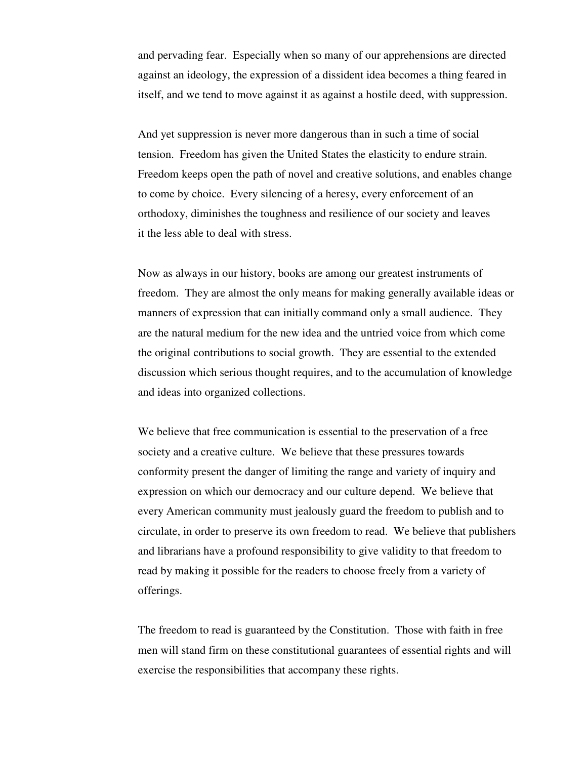and pervading fear. Especially when so many of our apprehensions are directed against an ideology, the expression of a dissident idea becomes a thing feared in itself, and we tend to move against it as against a hostile deed, with suppression.

And yet suppression is never more dangerous than in such a time of social tension. Freedom has given the United States the elasticity to endure strain. Freedom keeps open the path of novel and creative solutions, and enables change to come by choice. Every silencing of a heresy, every enforcement of an orthodoxy, diminishes the toughness and resilience of our society and leaves it the less able to deal with stress.

Now as always in our history, books are among our greatest instruments of freedom. They are almost the only means for making generally available ideas or manners of expression that can initially command only a small audience. They are the natural medium for the new idea and the untried voice from which come the original contributions to social growth. They are essential to the extended discussion which serious thought requires, and to the accumulation of knowledge and ideas into organized collections.

We believe that free communication is essential to the preservation of a free society and a creative culture. We believe that these pressures towards conformity present the danger of limiting the range and variety of inquiry and expression on which our democracy and our culture depend. We believe that every American community must jealously guard the freedom to publish and to circulate, in order to preserve its own freedom to read. We believe that publishers and librarians have a profound responsibility to give validity to that freedom to read by making it possible for the readers to choose freely from a variety of offerings.

The freedom to read is guaranteed by the Constitution. Those with faith in free men will stand firm on these constitutional guarantees of essential rights and will exercise the responsibilities that accompany these rights.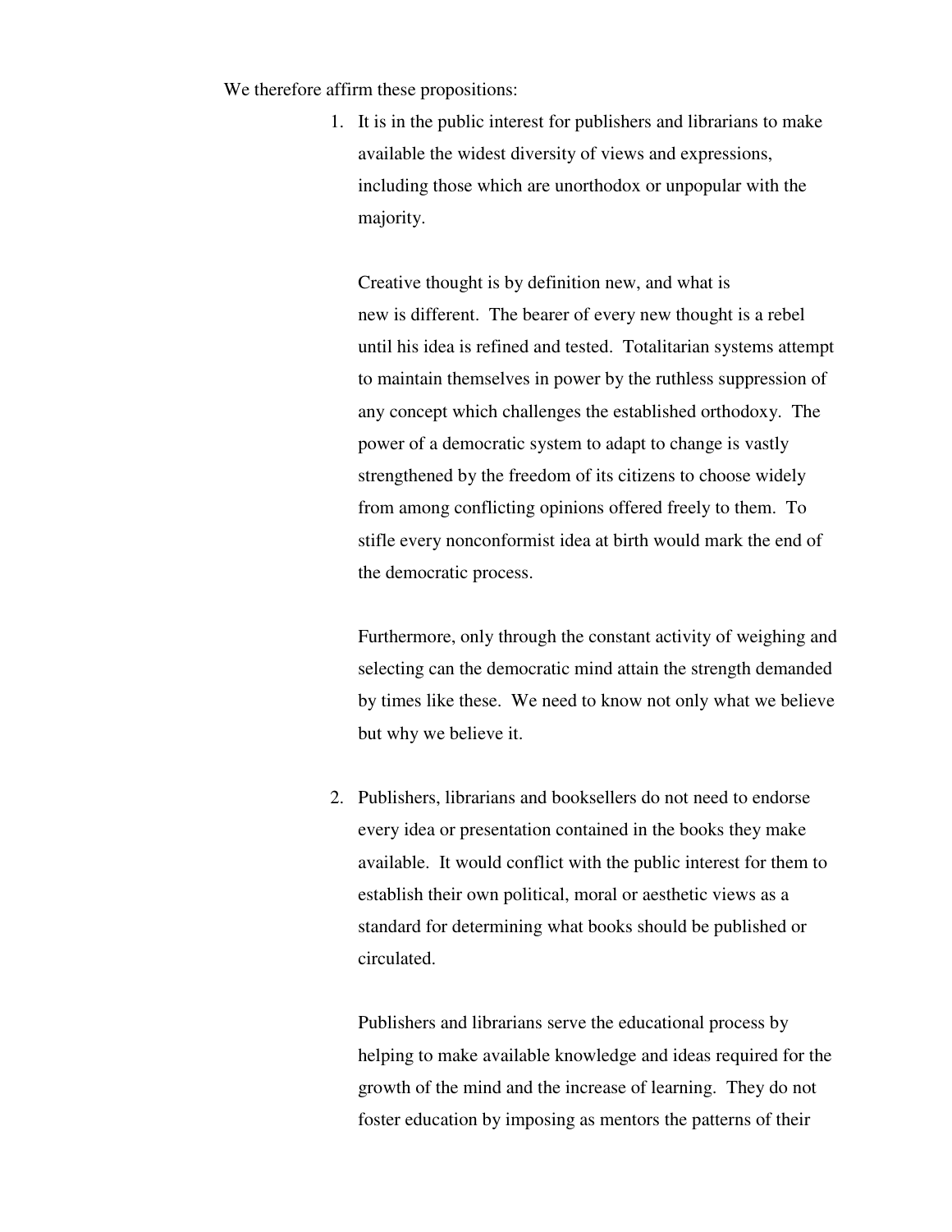We therefore affirm these propositions:

1. It is in the public interest for publishers and librarians to make available the widest diversity of views and expressions, including those which are unorthodox or unpopular with the majority.

   Creative thought is by definition new, and what is new is different. The bearer of every new thought is a rebel until his idea is refined and tested. Totalitarian systems attempt to maintain themselves in power by the ruthless suppression of any concept which challenges the established orthodoxy. The power of a democratic system to adapt to change is vastly strengthened by the freedom of its citizens to choose widely from among conflicting opinions offered freely to them. To stifle every nonconformist idea at birth would mark the end of the democratic process.

   Furthermore, only through the constant activity of weighing and selecting can the democratic mind attain the strength demanded by times like these. We need to know not only what we believe but why we believe it.

2. Publishers, librarians and booksellers do not need to endorse every idea or presentation contained in the books they make available. It would conflict with the public interest for them to establish their own political, moral or aesthetic views as a standard for determining what books should be published or circulated.

   Publishers and librarians serve the educational process by helping to make available knowledge and ideas required for the growth of the mind and the increase of learning. They do not foster education by imposing as mentors the patterns of their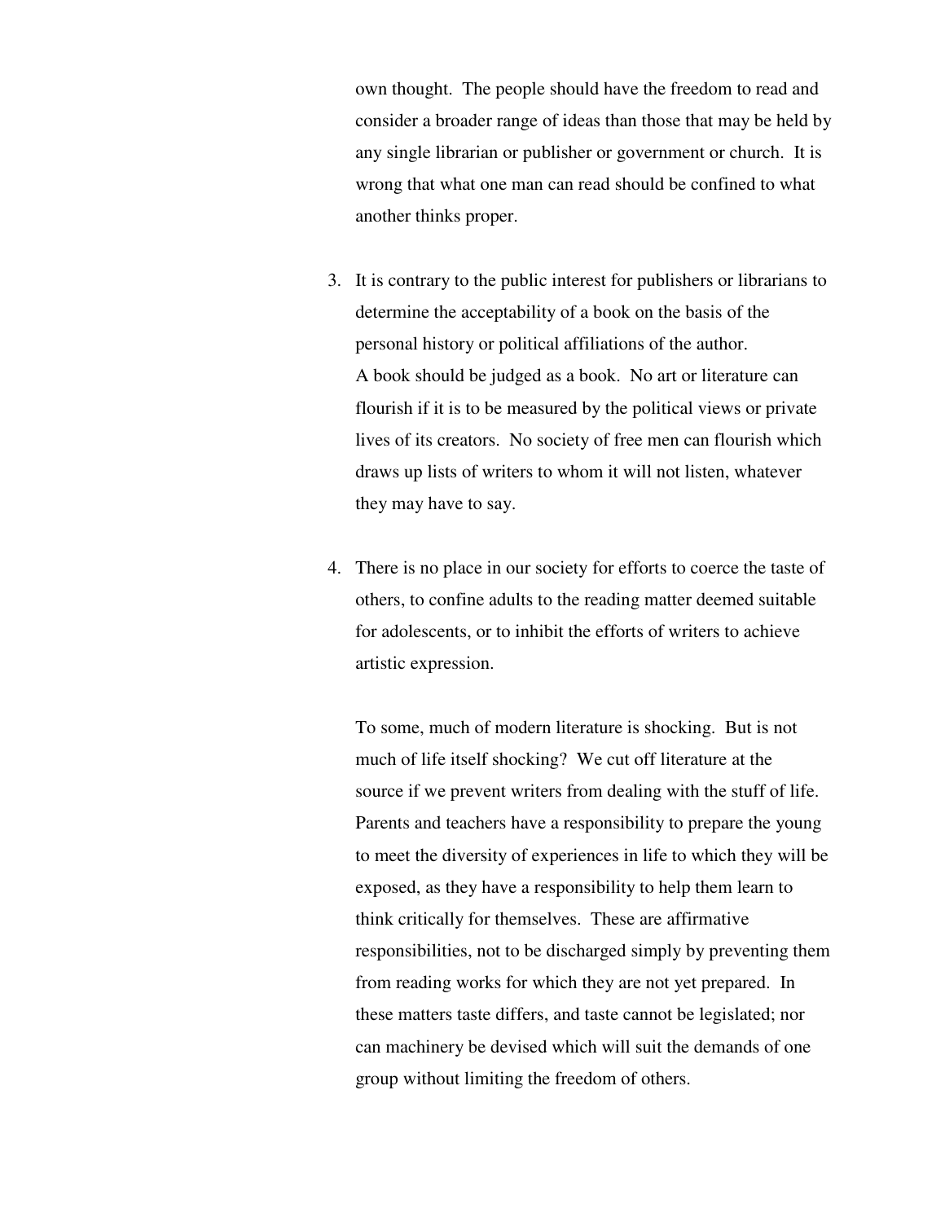own thought. The people should have the freedom to read and consider a broader range of ideas than those that may be held by any single librarian or publisher or government or church. It is wrong that what one man can read should be confined to what another thinks proper.

3. It is contrary to the public interest for publishers or librarians to determine the acceptability of a book on the basis of the personal history or political affiliations of the author.
   A book should be judged as a book. No art or literature can flourish if it is to be measured by the political views or private lives of its creators. No society of free men can flourish which draws up lists of writers to whom it will not listen, whatever they may have to say.

4. There is no place in our society for efforts to coerce the taste of others, to confine adults to the reading matter deemed suitable for adolescents, or to inhibit the efforts of writers to achieve artistic expression.

   To some, much of modern literature is shocking. But is not much of life itself shocking? We cut off literature at the source if we prevent writers from dealing with the stuff of life. Parents and teachers have a responsibility to prepare the young to meet the diversity of experiences in life to which they will be exposed, as they have a responsibility to help them learn to think critically for themselves. These are affirmative responsibilities, not to be discharged simply by preventing them from reading works for which they are not yet prepared. In these matters taste differs, and taste cannot be legislated; nor can machinery be devised which will suit the demands of one group without limiting the freedom of others.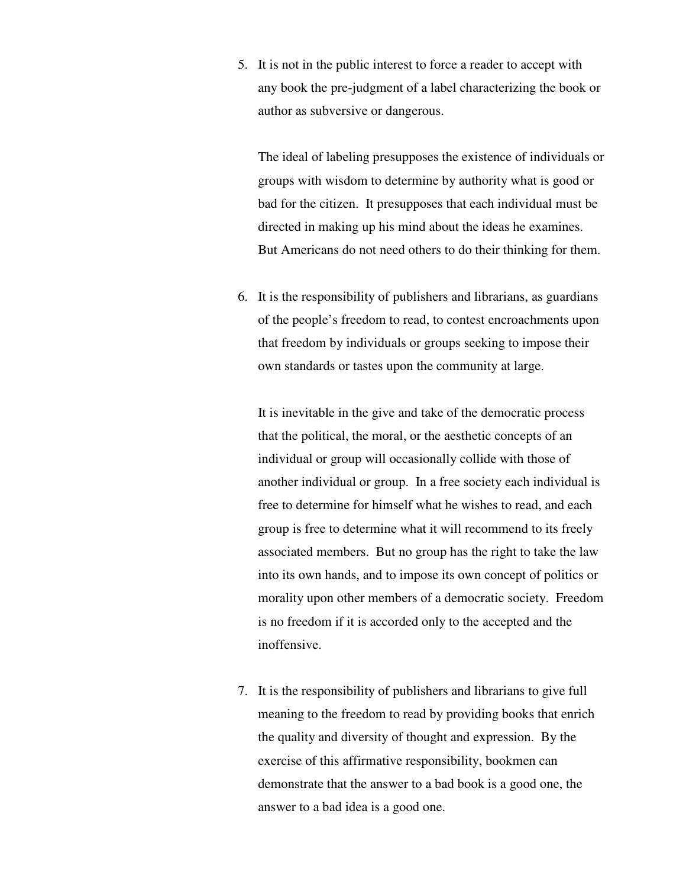5. It is not in the public interest to force a reader to accept with any book the pre-judgment of a label characterizing the book or author as subversive or dangerous.

   The ideal of labeling presupposes the existence of individuals or groups with wisdom to determine by authority what is good or bad for the citizen. It presupposes that each individual must be directed in making up his mind about the ideas he examines. But Americans do not need others to do their thinking for them.

6. It is the responsibility of publishers and librarians, as guardians of the people's freedom to read, to contest encroachments upon that freedom by individuals or groups seeking to impose their own standards or tastes upon the community at large.

   It is inevitable in the give and take of the democratic process that the political, the moral, or the aesthetic concepts of an individual or group will occasionally collide with those of another individual or group. In a free society each individual is free to determine for himself what he wishes to read, and each group is free to determine what it will recommend to its freely associated members. But no group has the right to take the law into its own hands, and to impose its own concept of politics or morality upon other members of a democratic society. Freedom is no freedom if it is accorded only to the accepted and the inoffensive.

7. It is the responsibility of publishers and librarians to give full meaning to the freedom to read by providing books that enrich the quality and diversity of thought and expression. By the exercise of this affirmative responsibility, bookmen can demonstrate that the answer to a bad book is a good one, the answer to a bad idea is a good one.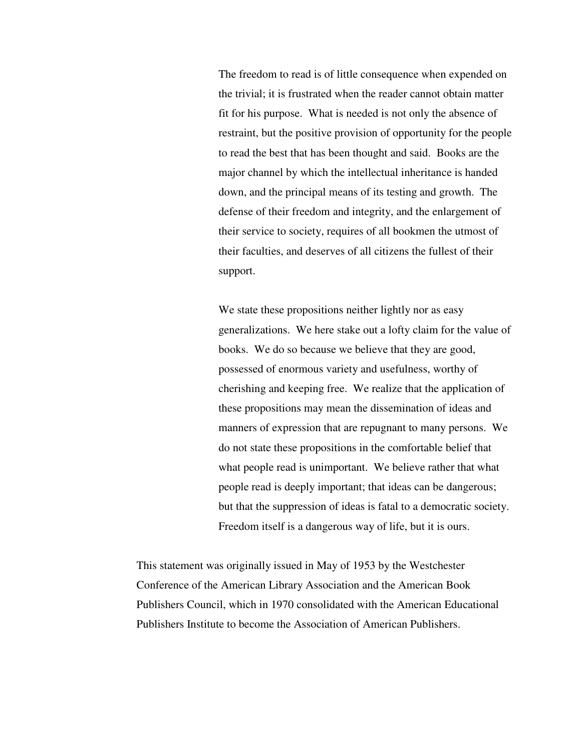The freedom to read is of little consequence when expended on the trivial; it is frustrated when the reader cannot obtain matter fit for his purpose. What is needed is not only the absence of restraint, but the positive provision of opportunity for the people to read the best that has been thought and said. Books are the major channel by which the intellectual inheritance is handed down, and the principal means of its testing and growth. The defense of their freedom and integrity, and the enlargement of their service to society, requires of all bookmen the utmost of their faculties, and deserves of all citizens the fullest of their support.

We state these propositions neither lightly nor as easy generalizations. We here stake out a lofty claim for the value of books. We do so because we believe that they are good, possessed of enormous variety and usefulness, worthy of cherishing and keeping free. We realize that the application of these propositions may mean the dissemination of ideas and manners of expression that are repugnant to many persons. We do not state these propositions in the comfortable belief that what people read is unimportant. We believe rather that what people read is deeply important; that ideas can be dangerous; but that the suppression of ideas is fatal to a democratic society. Freedom itself is a dangerous way of life, but it is ours.

This statement was originally issued in May of 1953 by the Westchester Conference of the American Library Association and the American Book Publishers Council, which in 1970 consolidated with the American Educational Publishers Institute to become the Association of American Publishers.